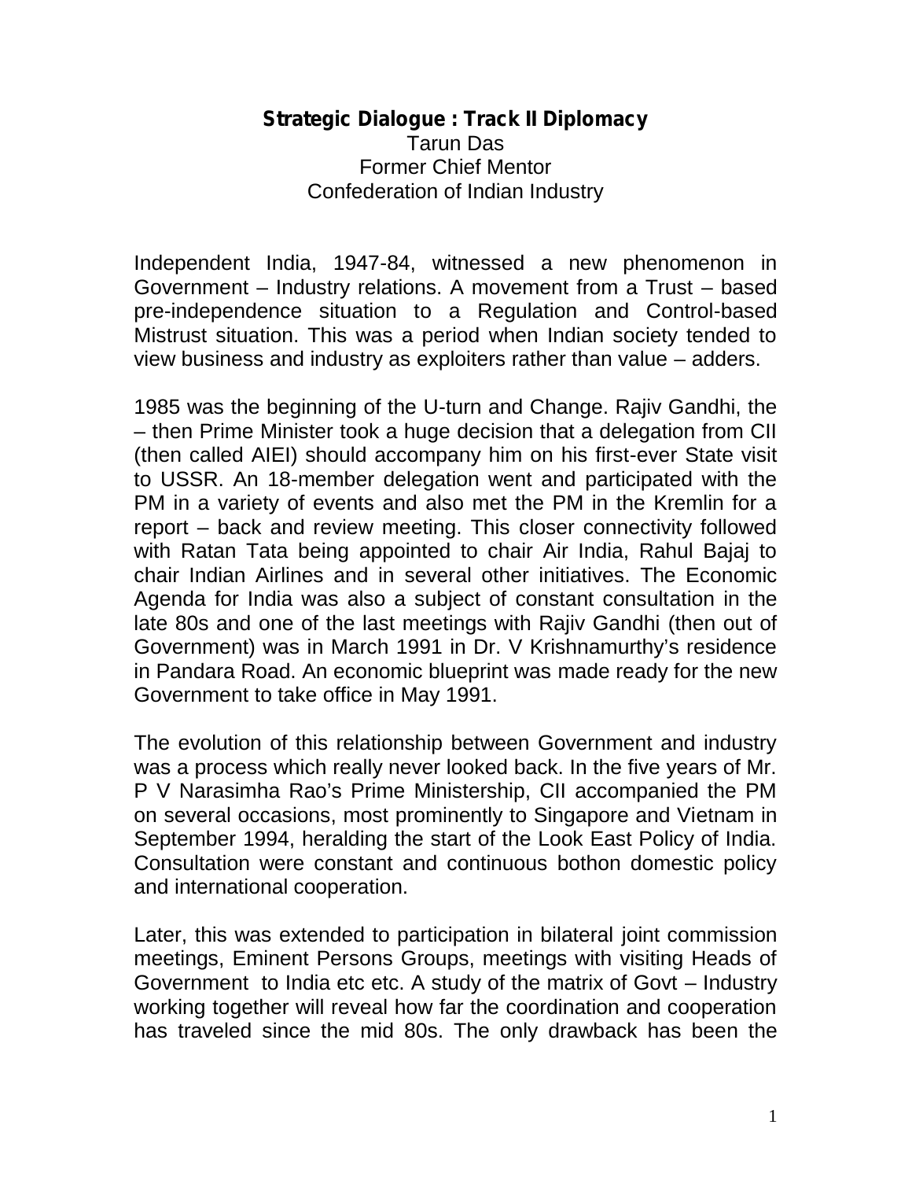# Strategic Dialogue : Track II Diplomacy

Tarun Das
Former Chief Mentor
Confederation of Indian Industry

Independent India, 1947-84, witnessed a new phenomenon in Government – Industry relations. A movement from a Trust – based pre-independence situation to a Regulation and Control-based Mistrust situation. This was a period when Indian society tended to view business and industry as exploiters rather than value – adders.

1985 was the beginning of the U-turn and Change. Rajiv Gandhi, the – then Prime Minister took a huge decision that a delegation from CII (then called AIEI) should accompany him on his first-ever State visit to USSR. An 18-member delegation went and participated with the PM in a variety of events and also met the PM in the Kremlin for a report – back and review meeting. This closer connectivity followed with Ratan Tata being appointed to chair Air India, Rahul Bajaj to chair Indian Airlines and in several other initiatives. The Economic Agenda for India was also a subject of constant consultation in the late 80s and one of the last meetings with Rajiv Gandhi (then out of Government) was in March 1991 in Dr. V Krishnamurthy's residence in Pandara Road. An economic blueprint was made ready for the new Government to take office in May 1991.

The evolution of this relationship between Government and industry was a process which really never looked back. In the five years of Mr. P V Narasimha Rao's Prime Ministership, CII accompanied the PM on several occasions, most prominently to Singapore and Vietnam in September 1994, heralding the start of the Look East Policy of India. Consultation were constant and continuous bothon domestic policy and international cooperation.

Later, this was extended to participation in bilateral joint commission meetings, Eminent Persons Groups, meetings with visiting Heads of Government to India etc etc. A study of the matrix of Govt – Industry working together will reveal how far the coordination and cooperation has traveled since the mid 80s. The only drawback has been the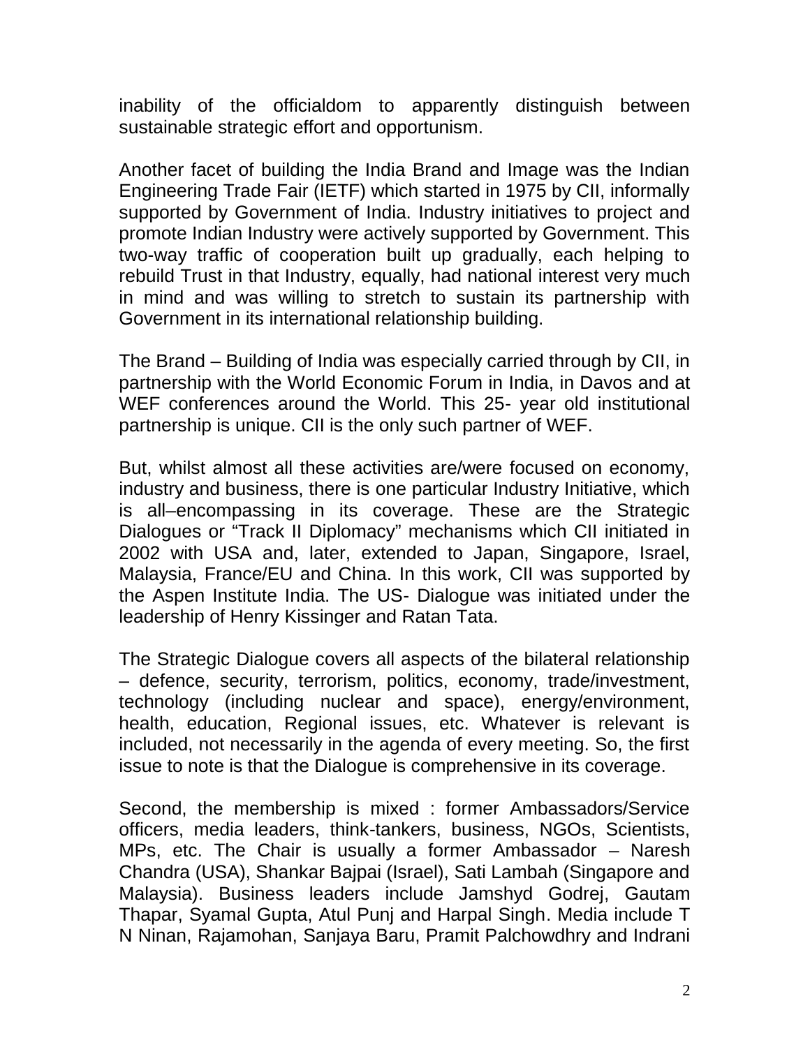inability of the officialdom to apparently distinguish between sustainable strategic effort and opportunism.

Another facet of building the India Brand and Image was the Indian Engineering Trade Fair (IETF) which started in 1975 by CII, informally supported by Government of India. Industry initiatives to project and promote Indian Industry were actively supported by Government. This two-way traffic of cooperation built up gradually, each helping to rebuild Trust in that Industry, equally, had national interest very much in mind and was willing to stretch to sustain its partnership with Government in its international relationship building.

The Brand – Building of India was especially carried through by CII, in partnership with the World Economic Forum in India, in Davos and at WEF conferences around the World. This 25- year old institutional partnership is unique. CII is the only such partner of WEF.

But, whilst almost all these activities are/were focused on economy, industry and business, there is one particular Industry Initiative, which is all–encompassing in its coverage. These are the Strategic Dialogues or "Track II Diplomacy" mechanisms which CII initiated in 2002 with USA and, later, extended to Japan, Singapore, Israel, Malaysia, France/EU and China. In this work, CII was supported by the Aspen Institute India. The US- Dialogue was initiated under the leadership of Henry Kissinger and Ratan Tata.

The Strategic Dialogue covers all aspects of the bilateral relationship – defence, security, terrorism, politics, economy, trade/investment, technology (including nuclear and space), energy/environment, health, education, Regional issues, etc. Whatever is relevant is included, not necessarily in the agenda of every meeting. So, the first issue to note is that the Dialogue is comprehensive in its coverage.

Second, the membership is mixed : former Ambassadors/Service officers, media leaders, think-tankers, business, NGOs, Scientists, MPs, etc. The Chair is usually a former Ambassador – Naresh Chandra (USA), Shankar Bajpai (Israel), Sati Lambah (Singapore and Malaysia). Business leaders include Jamshyd Godrej, Gautam Thapar, Syamal Gupta, Atul Punj and Harpal Singh. Media include T N Ninan, Rajamohan, Sanjaya Baru, Pramit Palchowdhry and Indrani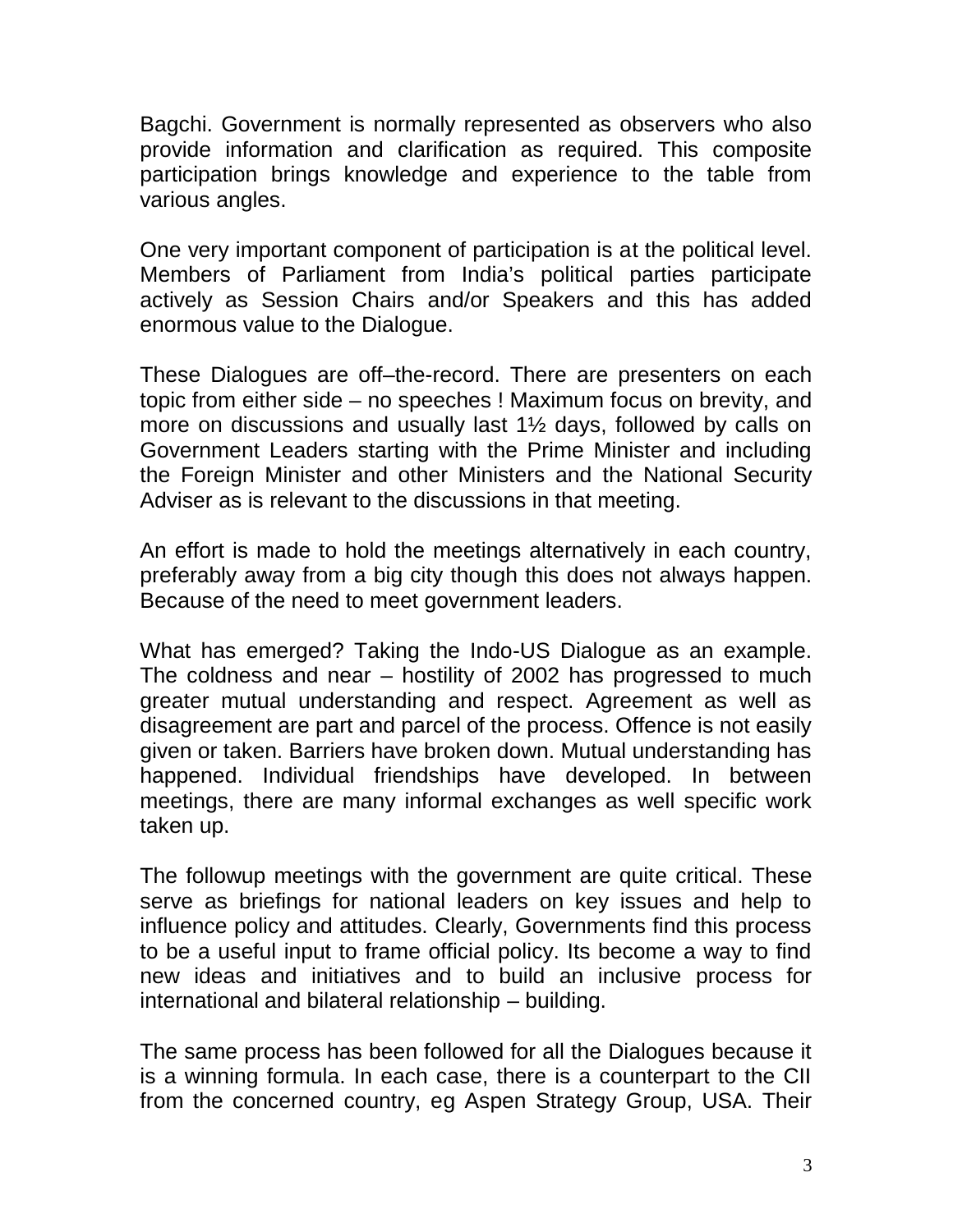Bagchi. Government is normally represented as observers who also provide information and clarification as required. This composite participation brings knowledge and experience to the table from various angles.

One very important component of participation is at the political level. Members of Parliament from India's political parties participate actively as Session Chairs and/or Speakers and this has added enormous value to the Dialogue.

These Dialogues are off–the-record. There are presenters on each topic from either side – no speeches ! Maximum focus on brevity, and more on discussions and usually last 1½ days, followed by calls on Government Leaders starting with the Prime Minister and including the Foreign Minister and other Ministers and the National Security Adviser as is relevant to the discussions in that meeting.

An effort is made to hold the meetings alternatively in each country, preferably away from a big city though this does not always happen. Because of the need to meet government leaders.

What has emerged? Taking the Indo-US Dialogue as an example. The coldness and near – hostility of 2002 has progressed to much greater mutual understanding and respect. Agreement as well as disagreement are part and parcel of the process. Offence is not easily given or taken. Barriers have broken down. Mutual understanding has happened. Individual friendships have developed. In between meetings, there are many informal exchanges as well specific work taken up.

The followup meetings with the government are quite critical. These serve as briefings for national leaders on key issues and help to influence policy and attitudes. Clearly, Governments find this process to be a useful input to frame official policy. Its become a way to find new ideas and initiatives and to build an inclusive process for international and bilateral relationship – building.

The same process has been followed for all the Dialogues because it is a winning formula. In each case, there is a counterpart to the CII from the concerned country, eg Aspen Strategy Group, USA. Their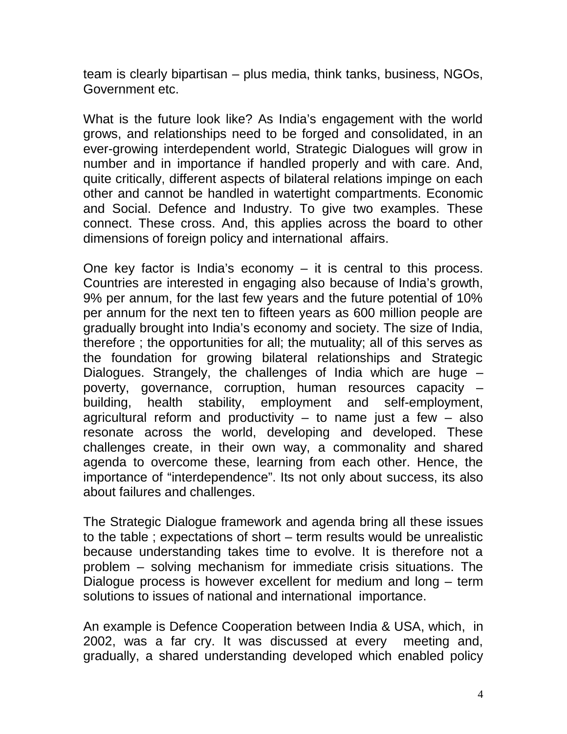team is clearly bipartisan – plus media, think tanks, business, NGOs, Government etc.

What is the future look like? As India's engagement with the world grows, and relationships need to be forged and consolidated, in an ever-growing interdependent world, Strategic Dialogues will grow in number and in importance if handled properly and with care. And, quite critically, different aspects of bilateral relations impinge on each other and cannot be handled in watertight compartments. Economic and Social. Defence and Industry. To give two examples. These connect. These cross. And, this applies across the board to other dimensions of foreign policy and international affairs.

One key factor is India's economy – it is central to this process. Countries are interested in engaging also because of India's growth, 9% per annum, for the last few years and the future potential of 10% per annum for the next ten to fifteen years as 600 million people are gradually brought into India's economy and society. The size of India, therefore ; the opportunities for all; the mutuality; all of this serves as the foundation for growing bilateral relationships and Strategic Dialogues. Strangely, the challenges of India which are huge – poverty, governance, corruption, human resources capacity – building, health stability, employment and self-employment, agricultural reform and productivity – to name just a few – also resonate across the world, developing and developed. These challenges create, in their own way, a commonality and shared agenda to overcome these, learning from each other. Hence, the importance of "interdependence". Its not only about success, its also about failures and challenges.

The Strategic Dialogue framework and agenda bring all these issues to the table ; expectations of short – term results would be unrealistic because understanding takes time to evolve. It is therefore not a problem – solving mechanism for immediate crisis situations. The Dialogue process is however excellent for medium and long – term solutions to issues of national and international importance.

An example is Defence Cooperation between India & USA, which, in 2002, was a far cry. It was discussed at every meeting and, gradually, a shared understanding developed which enabled policy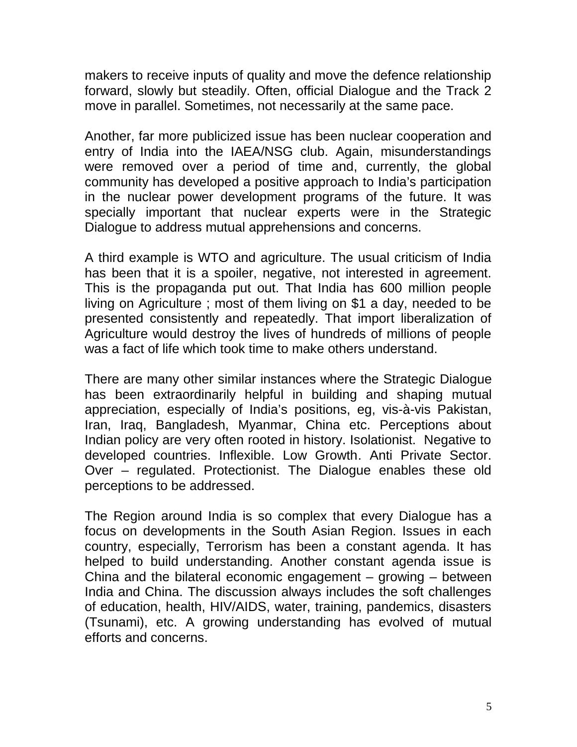makers to receive inputs of quality and move the defence relationship forward, slowly but steadily. Often, official Dialogue and the Track 2 move in parallel. Sometimes, not necessarily at the same pace.

Another, far more publicized issue has been nuclear cooperation and entry of India into the IAEA/NSG club. Again, misunderstandings were removed over a period of time and, currently, the global community has developed a positive approach to India's participation in the nuclear power development programs of the future. It was specially important that nuclear experts were in the Strategic Dialogue to address mutual apprehensions and concerns.

A third example is WTO and agriculture. The usual criticism of India has been that it is a spoiler, negative, not interested in agreement. This is the propaganda put out. That India has 600 million people living on Agriculture ; most of them living on $1 a day, needed to be presented consistently and repeatedly. That import liberalization of Agriculture would destroy the lives of hundreds of millions of people was a fact of life which took time to make others understand.

There are many other similar instances where the Strategic Dialogue has been extraordinarily helpful in building and shaping mutual appreciation, especially of India's positions, eg, vis-à-vis Pakistan, Iran, Iraq, Bangladesh, Myanmar, China etc. Perceptions about Indian policy are very often rooted in history. Isolationist. Negative to developed countries. Inflexible. Low Growth. Anti Private Sector. Over – regulated. Protectionist. The Dialogue enables these old perceptions to be addressed.

The Region around India is so complex that every Dialogue has a focus on developments in the South Asian Region. Issues in each country, especially, Terrorism has been a constant agenda. It has helped to build understanding. Another constant agenda issue is China and the bilateral economic engagement – growing – between India and China. The discussion always includes the soft challenges of education, health, HIV/AIDS, water, training, pandemics, disasters (Tsunami), etc. A growing understanding has evolved of mutual efforts and concerns.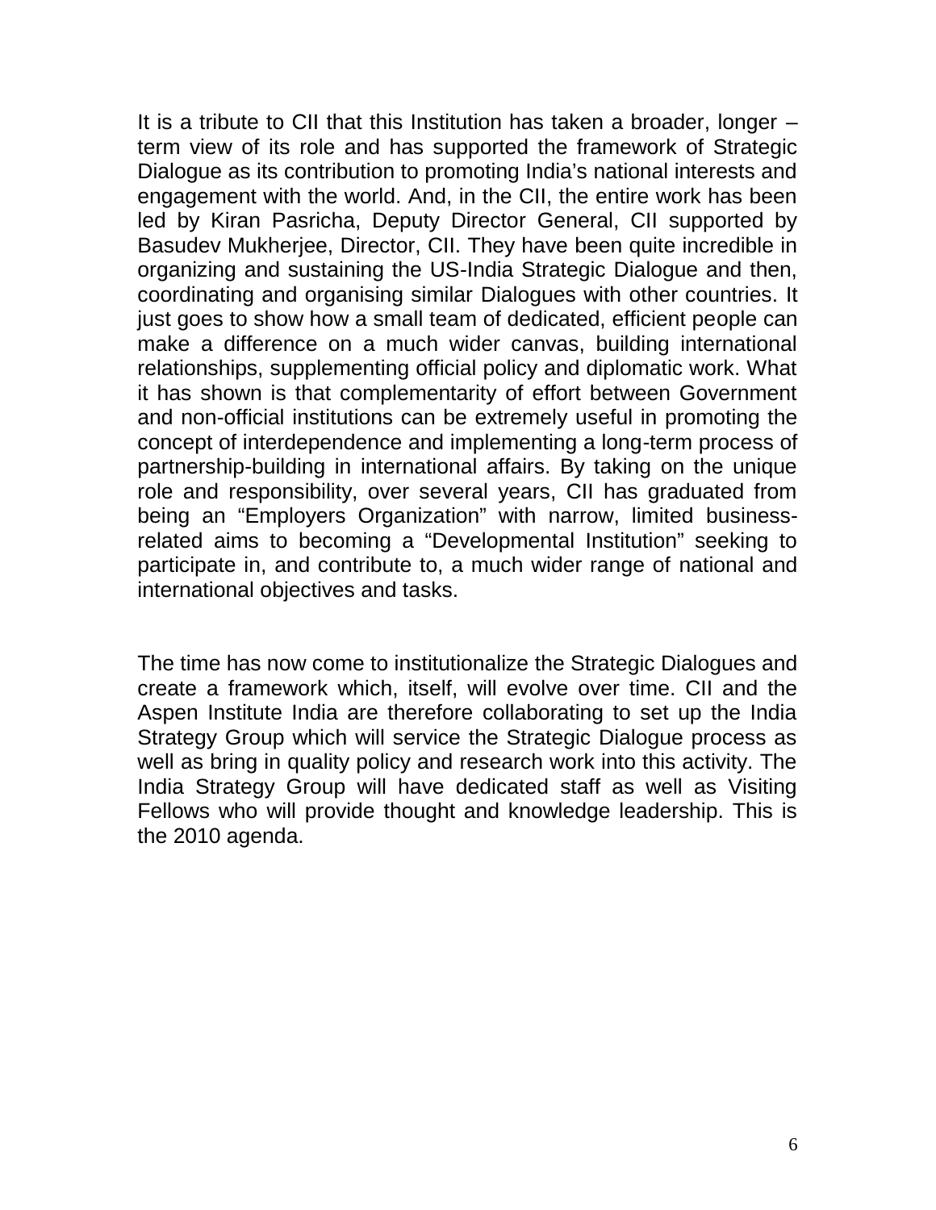It is a tribute to CII that this Institution has taken a broader, longer – term view of its role and has supported the framework of Strategic Dialogue as its contribution to promoting India's national interests and engagement with the world. And, in the CII, the entire work has been led by Kiran Pasricha, Deputy Director General, CII supported by Basudev Mukherjee, Director, CII. They have been quite incredible in organizing and sustaining the US-India Strategic Dialogue and then, coordinating and organising similar Dialogues with other countries. It just goes to show how a small team of dedicated, efficient people can make a difference on a much wider canvas, building international relationships, supplementing official policy and diplomatic work. What it has shown is that complementarity of effort between Government and non-official institutions can be extremely useful in promoting the concept of interdependence and implementing a long-term process of partnership-building in international affairs. By taking on the unique role and responsibility, over several years, CII has graduated from being an "Employers Organization" with narrow, limited business-related aims to becoming a "Developmental Institution" seeking to participate in, and contribute to, a much wider range of national and international objectives and tasks.

The time has now come to institutionalize the Strategic Dialogues and create a framework which, itself, will evolve over time. CII and the Aspen Institute India are therefore collaborating to set up the India Strategy Group which will service the Strategic Dialogue process as well as bring in quality policy and research work into this activity. The India Strategy Group will have dedicated staff as well as Visiting Fellows who will provide thought and knowledge leadership. This is the 2010 agenda.